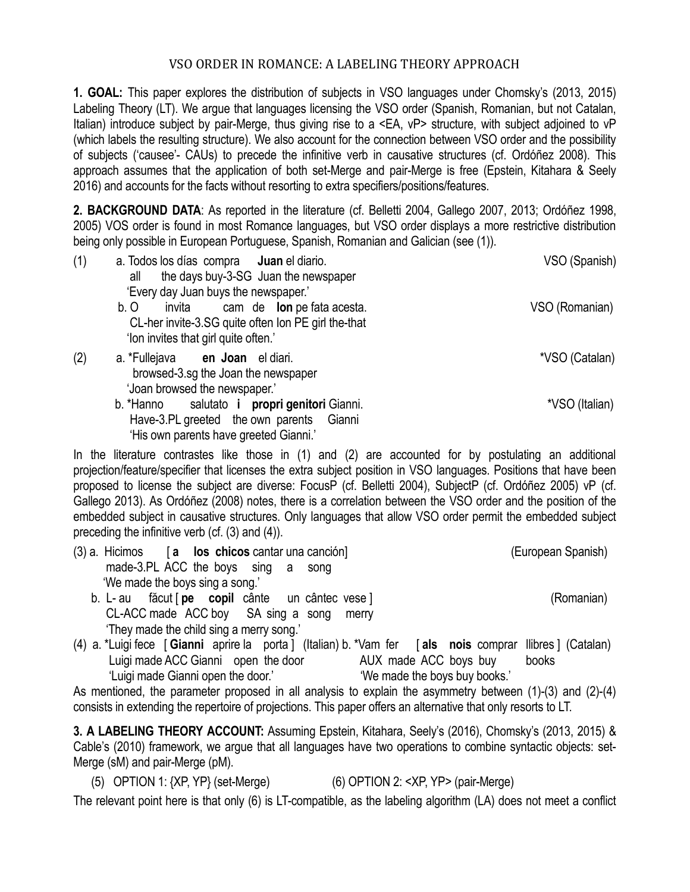# VSO ORDER IN ROMANCE: A LABELING THEORY APPROACH

**1. GOAL:** This paper explores the distribution of subjects in VSO languages under Chomsky's (2013, 2015) Labeling Theory (LT). We argue that languages licensing the VSO order (Spanish, Romanian, but not Catalan, Italian) introduce subject by pair-Merge, thus giving rise to a <EA, vP> structure, with subject adjoined to vP (which labels the resulting structure). We also account for the connection between VSO order and the possibility of subjects ('causee'- CAUs) to precede the infinitive verb in causative structures (cf. Ordóñez 2008). This approach assumes that the application of both set-Merge and pair-Merge is free (Epstein, Kitahara & Seely 2016) and accounts for the facts without resorting to extra specifiers/positions/features.

**2. BACKGROUND DATA**: As reported in the literature (cf. Belletti 2004, Gallego 2007, 2013; Ordóñez 1998, 2005) VOS order is found in most Romance languages, but VSO order displays a more restrictive distribution being only possible in European Portuguese, Spanish, Romanian and Galician (see (1)).

(1) a. Todos los días compra **Juan** el diario. — VSO (Spanish)
all the days buy-3-SG Juan the newspaper
'Every day Juan buys the newspaper.'

b. O invita cam de **Ion** pe fata acesta. — VSO (Romanian)
CL-her invite-3.SG quite often Ion PE girl the-that
'Ion invites that girl quite often.'

(2) a. *Fullejava **en Joan** el diari. — *VSO (Catalan)
browsed-3.sg the Joan the newspaper
'Joan browsed the newspaper.'

b. *Hanno salutato **i propri genitori** Gianni. — *VSO (Italian)
Have-3.PL greeted the own parents Gianni
'His own parents have greeted Gianni.'

In the literature contrastes like those in (1) and (2) are accounted for by postulating an additional projection/feature/specifier that licenses the extra subject position in VSO languages. Positions that have been proposed to license the subject are diverse: FocusP (cf. Belletti 2004), SubjectP (cf. Ordóñez 2005) vP (cf. Gallego 2013). As Ordóñez (2008) notes, there is a correlation between the VSO order and the position of the embedded subject in causative structures. Only languages that allow VSO order permit the embedded subject preceding the infinitive verb (cf. (3) and (4)).

(3) a. Hicimos [**a los chicos** cantar una canción] — (European Spanish)
made-3.PL ACC the boys sing a song
'We made the boys sing a song.'

b. L- au făcut [**pe copil** cânte un cântec vese] — (Romanian)
CL-ACC made ACC boy SA sing a song merry
'They made the child sing a merry song.'

(4) a. *Luigi fece [**Gianni** aprire la porta] (Italian)
Luigi made ACC Gianni open the door
'Luigi made Gianni open the door.'

b. *Vam fer [**als nois** comprar llibres] (Catalan)
AUX made ACC boys buy books
'We made the boys buy books.'

As mentioned, the parameter proposed in all analysis to explain the asymmetry between (1)-(3) and (2)-(4) consists in extending the repertoire of projections. This paper offers an alternative that only resorts to LT.

**3. A LABELING THEORY ACCOUNT:** Assuming Epstein, Kitahara, Seely's (2016), Chomsky's (2013, 2015) & Cable's (2010) framework, we argue that all languages have two operations to combine syntactic objects: set-Merge (sM) and pair-Merge (pM).

(5) OPTION 1: {XP, YP} (set-Merge) (6) OPTION 2: <XP, YP> (pair-Merge)

The relevant point here is that only (6) is LT-compatible, as the labeling algorithm (LA) does not meet a conflict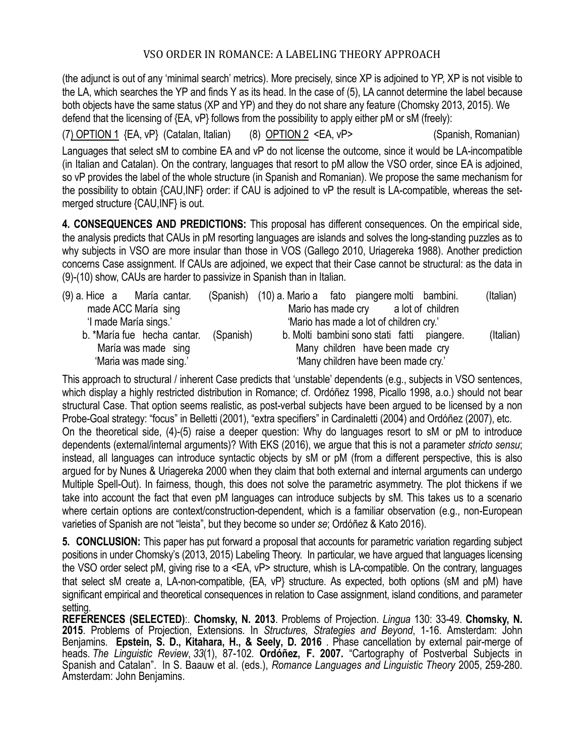(the adjunct is out of any 'minimal search' metrics). More precisely, since XP is adjoined to YP, XP is not visible to the LA, which searches the YP and finds Y as its head. In the case of (5), LA cannot determine the label because both objects have the same status (XP and YP) and they do not share any feature (Chomsky 2013, 2015). We defend that the licensing of {EA, vP} follows from the possibility to apply either pM or sM (freely):

(7) OPTION 1 {EA, vP} (Catalan, Italian) (8) OPTION 2 <EA, vP> (Spanish, Romanian)

Languages that select sM to combine EA and vP do not license the outcome, since it would be LA-incompatible (in Italian and Catalan). On the contrary, languages that resort to pM allow the VSO order, since EA is adjoined, so vP provides the label of the whole structure (in Spanish and Romanian). We propose the same mechanism for the possibility to obtain {CAU,INF} order: if CAU is adjoined to vP the result is LA-compatible, whereas the set-merged structure {CAU,INF} is out.

**4. CONSEQUENCES AND PREDICTIONS:** This proposal has different consequences. On the empirical side, the analysis predicts that CAUs in pM resorting languages are islands and solves the long-standing puzzles as to why subjects in VSO are more insular than those in VOS (Gallego 2010, Uriagereka 1988). Another prediction concerns Case assignment. If CAUs are adjoined, we expect that their Case cannot be structural: as the data in (9)-(10) show, CAUs are harder to passivize in Spanish than in Italian.

(9) a. Hice a María cantar. (Spanish)
   made ACC María sing
   'I made María sings.'

   b. *María fue hecha cantar. (Spanish)
   María was made sing
   'Maria was made sing.'

(10) a. Mario a fato piangere molti bambini. (Italian)
   Mario has made cry a lot of children
   'Mario has made a lot of children cry.'

   b. Molti bambini sono stati fatti piangere. (Italian)
   Many children have been made cry
   'Many children have been made cry.'

This approach to structural / inherent Case predicts that 'unstable' dependents (e.g., subjects in VSO sentences, which display a highly restricted distribution in Romance; cf. Ordóñez 1998, Picallo 1998, a.o.) should not bear structural Case. That option seems realistic, as post-verbal subjects have been argued to be licensed by a non Probe-Goal strategy: "focus" in Belletti (2001), "extra specifiers" in Cardinaletti (2004) and Ordóñez (2007), etc.

On the theoretical side, (4)-(5) raise a deeper question: Why do languages resort to sM or pM to introduce dependents (external/internal arguments)? With EKS (2016), we argue that this is not a parameter *stricto sensu*; instead, all languages can introduce syntactic objects by sM or pM (from a different perspective, this is also argued for by Nunes & Uriagereka 2000 when they claim that both external and internal arguments can undergo Multiple Spell-Out). In fairness, though, this does not solve the parametric asymmetry. The plot thickens if we take into account the fact that even pM languages can introduce subjects by sM. This takes us to a scenario where certain options are context/construction-dependent, which is a familiar observation (e.g., non-European varieties of Spanish are not "leista", but they become so under *se*; Ordóñez & Kato 2016).

**5. CONCLUSION:** This paper has put forward a proposal that accounts for parametric variation regarding subject positions in under Chomsky's (2013, 2015) Labeling Theory. In particular, we have argued that languages licensing the VSO order select pM, giving rise to a <EA, vP> structure, whish is LA-compatible. On the contrary, languages that select sM create a, LA-non-compatible, {EA, vP} structure. As expected, both options (sM and pM) have significant empirical and theoretical consequences in relation to Case assignment, island conditions, and parameter setting.

**REFERENCES (SELECTED)**:. **Chomsky, N. 2013**. Problems of Projection. *Lingua* 130: 33-49. **Chomsky, N. 2015**. Problems of Projection, Extensions. In *Structures, Strategies and Beyond*, 1-16. Amsterdam: John Benjamins. **Epstein, S. D., Kitahara, H., & Seely, D. 2016** . Phase cancellation by external pair-merge of heads. *The Linguistic Review*, *33*(1), 87-102. **Ordóñez, F. 2007.** "Cartography of Postverbal Subjects in Spanish and Catalan". In S. Baauw et al. (eds.), *Romance Languages and Linguistic Theory* 2005, 259-280. Amsterdam: John Benjamins.